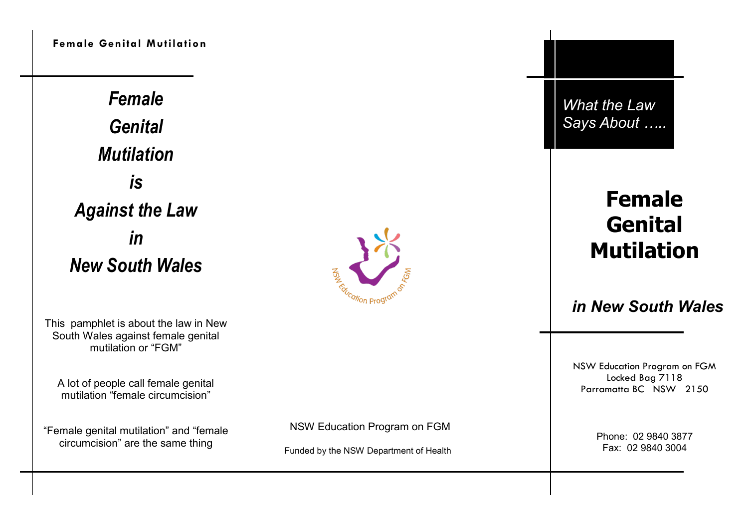Female Genital Mutilation

# *Female Genital Mutilation is Against the Law in New South Wales*

This pamphlet is about the law in New South Wales against female genital mutilation or "FGM"

A lot of people call female genital mutilation "female circumcision"

"Female genital mutilation" and "female circumcision" are the same thing

NSW Education Program on FGM

NSW Education Program on FGM

Funded by the NSW Department of Health

*What the Law Says About …..*

# Female Genital Mutilation

## *in New South Wales*

NSW Education Program on FGM
Locked Bag 7118
Parramatta BC NSW 2150

Phone: 02 9840 3877
Fax: 02 9840 3004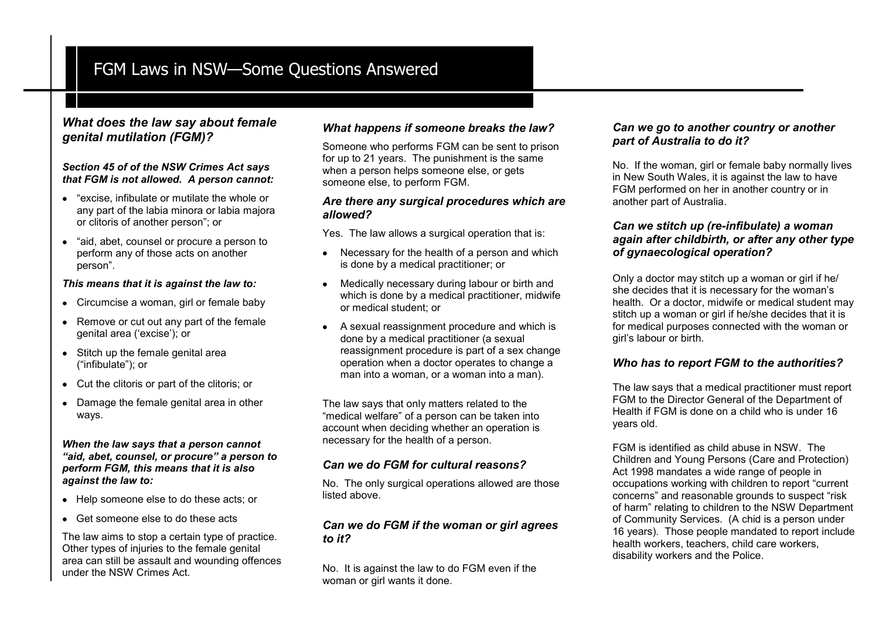# FGM Laws in NSW—Some Questions Answered

### *What does the law say about female genital mutilation (FGM)?*

***Section 45 of of the NSW Crimes Act says that FGM is not allowed. A person cannot:***

- "excise, infibulate or mutilate the whole or any part of the labia minora or labia majora or clitoris of another person"; or
- "aid, abet, counsel or procure a person to perform any of those acts on another person".

***This means that it is against the law to:***

- Circumcise a woman, girl or female baby
- Remove or cut out any part of the female genital area ('excise'); or
- Stitch up the female genital area ("infibulate"); or
- Cut the clitoris or part of the clitoris; or
- Damage the female genital area in other ways.

***When the law says that a person cannot "aid, abet, counsel, or procure" a person to perform FGM, this means that it is also against the law to:***

- Help someone else to do these acts; or
- Get someone else to do these acts

The law aims to stop a certain type of practice. Other types of injuries to the female genital area can still be assault and wounding offences under the NSW Crimes Act.

### *What happens if someone breaks the law?*

Someone who performs FGM can be sent to prison for up to 21 years. The punishment is the same when a person helps someone else, or gets someone else, to perform FGM.

### *Are there any surgical procedures which are allowed?*

Yes. The law allows a surgical operation that is:

- Necessary for the health of a person and which is done by a medical practitioner; or
- Medically necessary during labour or birth and which is done by a medical practitioner, midwife or medical student; or
- A sexual reassignment procedure and which is done by a medical practitioner (a sexual reassignment procedure is part of a sex change operation when a doctor operates to change a man into a woman, or a woman into a man).

The law says that only matters related to the "medical welfare" of a person can be taken into account when deciding whether an operation is necessary for the health of a person.

### *Can we do FGM for cultural reasons?*

No. The only surgical operations allowed are those listed above.

### *Can we do FGM if the woman or girl agrees to it?*

No. It is against the law to do FGM even if the woman or girl wants it done.

### *Can we go to another country or another part of Australia to do it?*

No. If the woman, girl or female baby normally lives in New South Wales, it is against the law to have FGM performed on her in another country or in another part of Australia.

### *Can we stitch up (re-infibulate) a woman again after childbirth, or after any other type of gynaecological operation?*

Only a doctor may stitch up a woman or girl if he/she decides that it is necessary for the woman's health. Or a doctor, midwife or medical student may stitch up a woman or girl if he/she decides that it is for medical purposes connected with the woman or girl's labour or birth.

### *Who has to report FGM to the authorities?*

The law says that a medical practitioner must report FGM to the Director General of the Department of Health if FGM is done on a child who is under 16 years old.

FGM is identified as child abuse in NSW. The Children and Young Persons (Care and Protection) Act 1998 mandates a wide range of people in occupations working with children to report "current concerns" and reasonable grounds to suspect "risk of harm" relating to children to the NSW Department of Community Services. (A chid is a person under 16 years). Those people mandated to report include health workers, teachers, child care workers, disability workers and the Police.